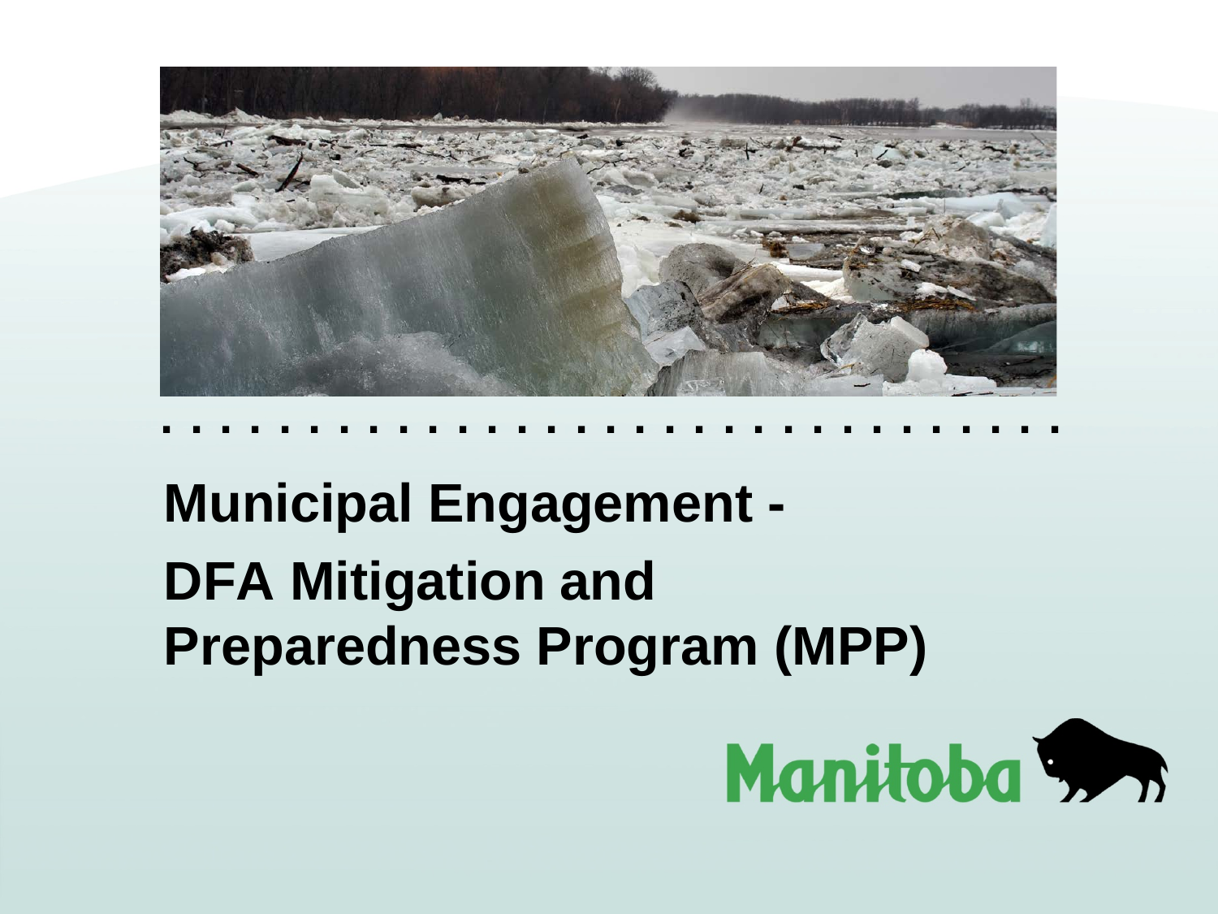# Municipal Engagement - DFA Mitigation and Preparedness Program (MPP)

Manitoba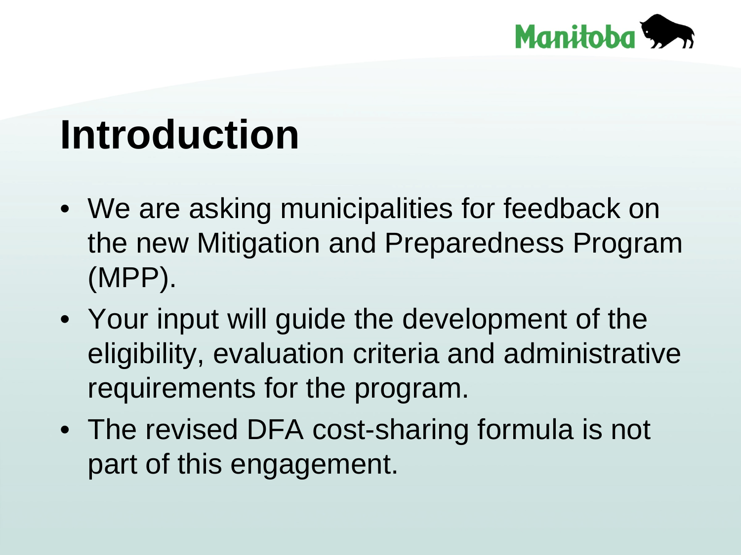# Introduction

- We are asking municipalities for feedback on the new Mitigation and Preparedness Program (MPP).
- Your input will guide the development of the eligibility, evaluation criteria and administrative requirements for the program.
- The revised DFA cost-sharing formula is not part of this engagement.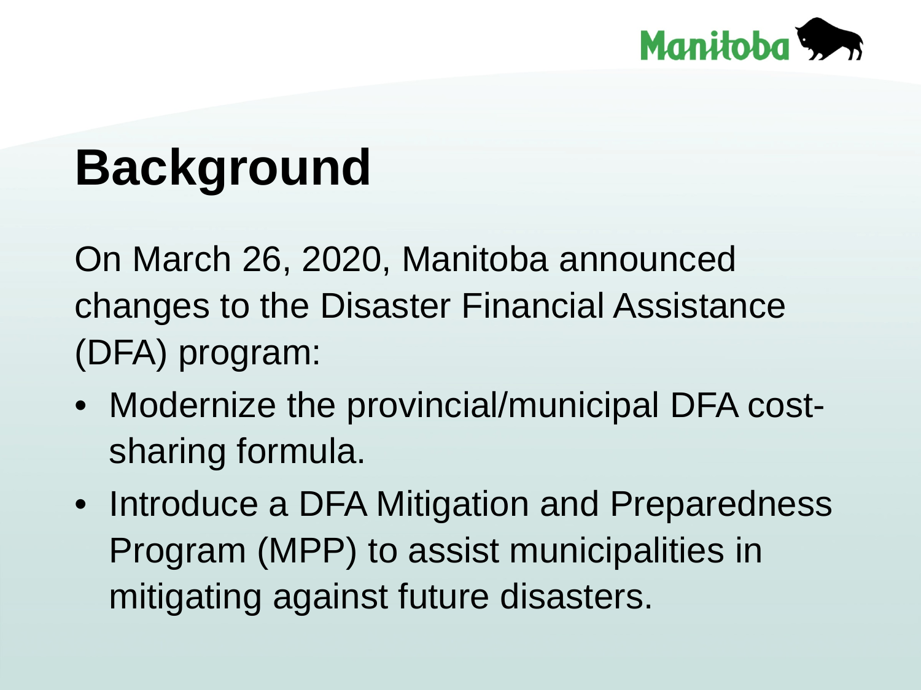# Background

On March 26, 2020, Manitoba announced changes to the Disaster Financial Assistance (DFA) program:

- Modernize the provincial/municipal DFA cost-sharing formula.
- Introduce a DFA Mitigation and Preparedness Program (MPP) to assist municipalities in mitigating against future disasters.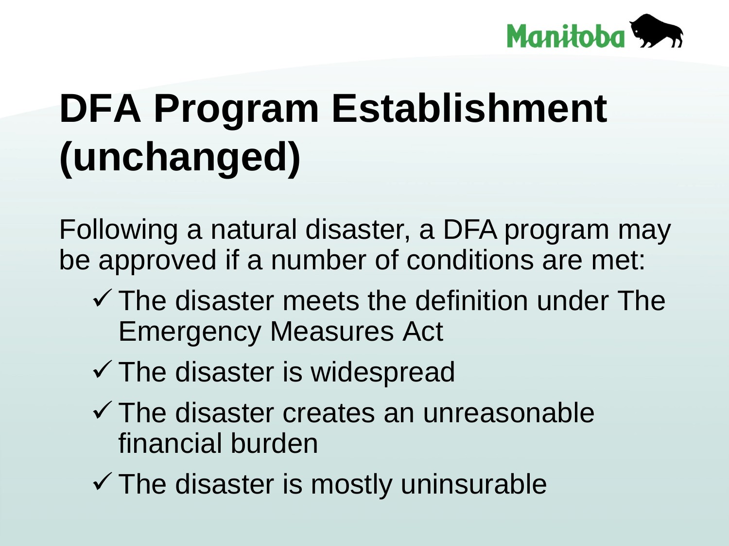# DFA Program Establishment (unchanged)

Following a natural disaster, a DFA program may be approved if a number of conditions are met:

- ✓ The disaster meets the definition under The Emergency Measures Act
- ✓ The disaster is widespread
- ✓ The disaster creates an unreasonable financial burden
- ✓ The disaster is mostly uninsurable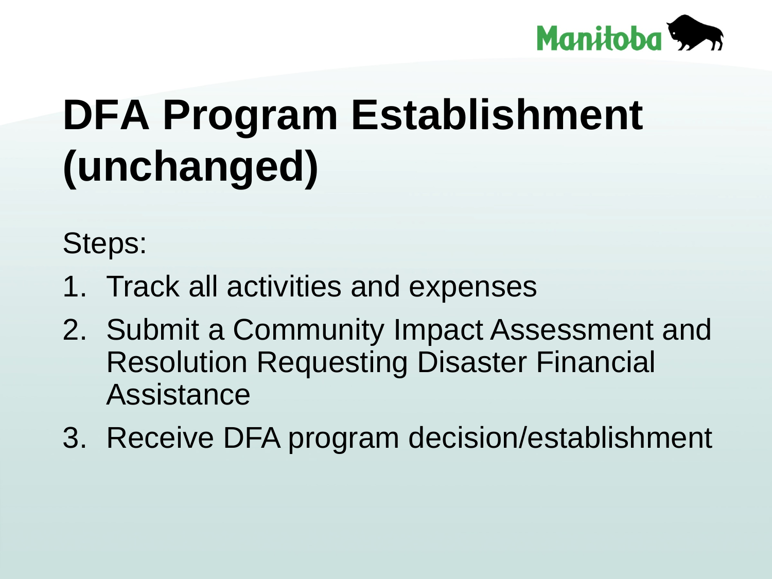# DFA Program Establishment (unchanged)

Steps:

1. Track all activities and expenses
2. Submit a Community Impact Assessment and Resolution Requesting Disaster Financial Assistance
3. Receive DFA program decision/establishment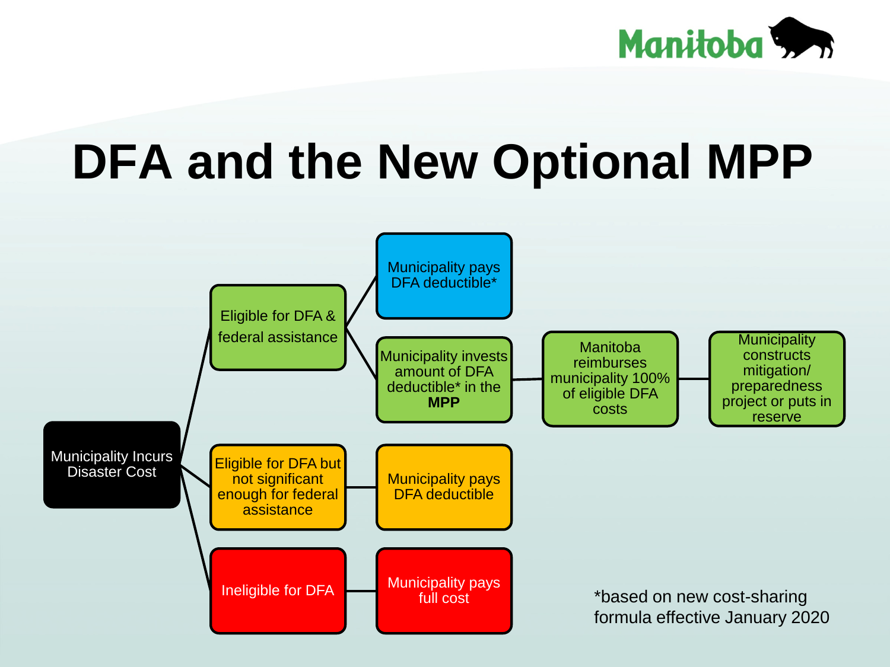# DFA and the New Optional MPP

- **Municipality Incurs Disaster Cost**
  - **Eligible for DFA & federal assistance**
    - Municipality pays DFA deductible*
    - Municipality invests amount of DFA deductible* in the **MPP** → Manitoba reimburses municipality 100% of eligible DFA costs → Municipality constructs mitigation/ preparedness project or puts in reserve
  - **Eligible for DFA but not significant enough for federal assistance**
    - Municipality pays DFA deductible
  - **Ineligible for DFA**
    - Municipality pays full cost

*based on new cost-sharing formula effective January 2020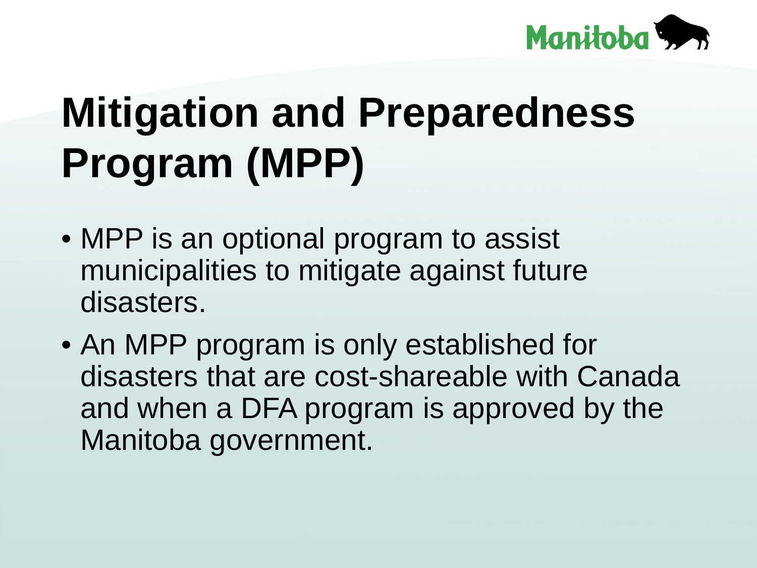# Mitigation and Preparedness Program (MPP)

- MPP is an optional program to assist municipalities to mitigate against future disasters.
- An MPP program is only established for disasters that are cost-shareable with Canada and when a DFA program is approved by the Manitoba government.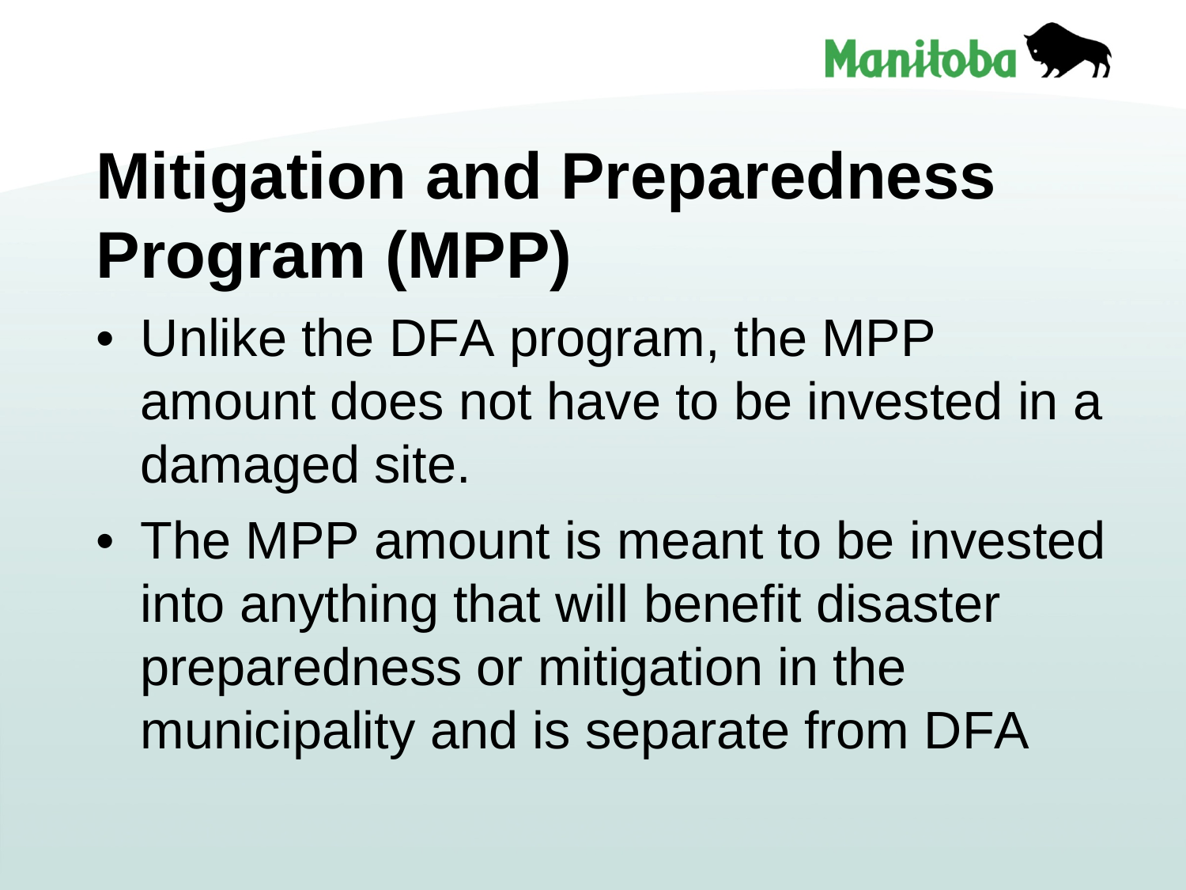# Mitigation and Preparedness Program (MPP)

- Unlike the DFA program, the MPP amount does not have to be invested in a damaged site.
- The MPP amount is meant to be invested into anything that will benefit disaster preparedness or mitigation in the municipality and is separate from DFA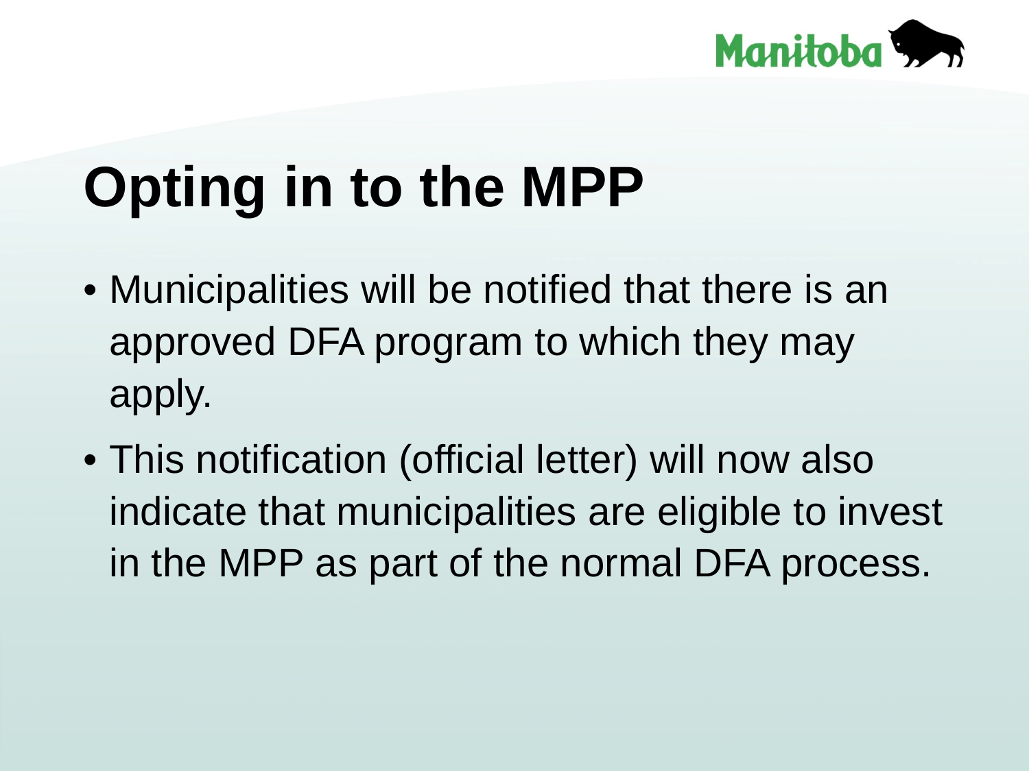# Opting in to the MPP

- Municipalities will be notified that there is an approved DFA program to which they may apply.
- This notification (official letter) will now also indicate that municipalities are eligible to invest in the MPP as part of the normal DFA process.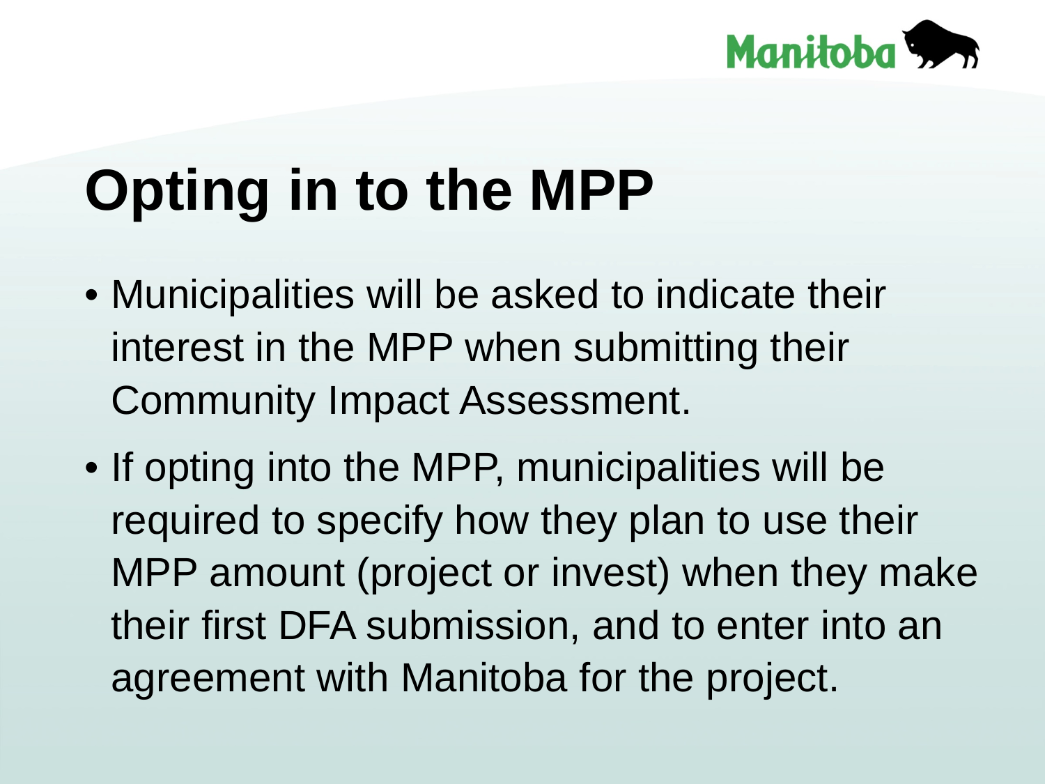# Opting in to the MPP

- Municipalities will be asked to indicate their interest in the MPP when submitting their Community Impact Assessment.
- If opting into the MPP, municipalities will be required to specify how they plan to use their MPP amount (project or invest) when they make their first DFA submission, and to enter into an agreement with Manitoba for the project.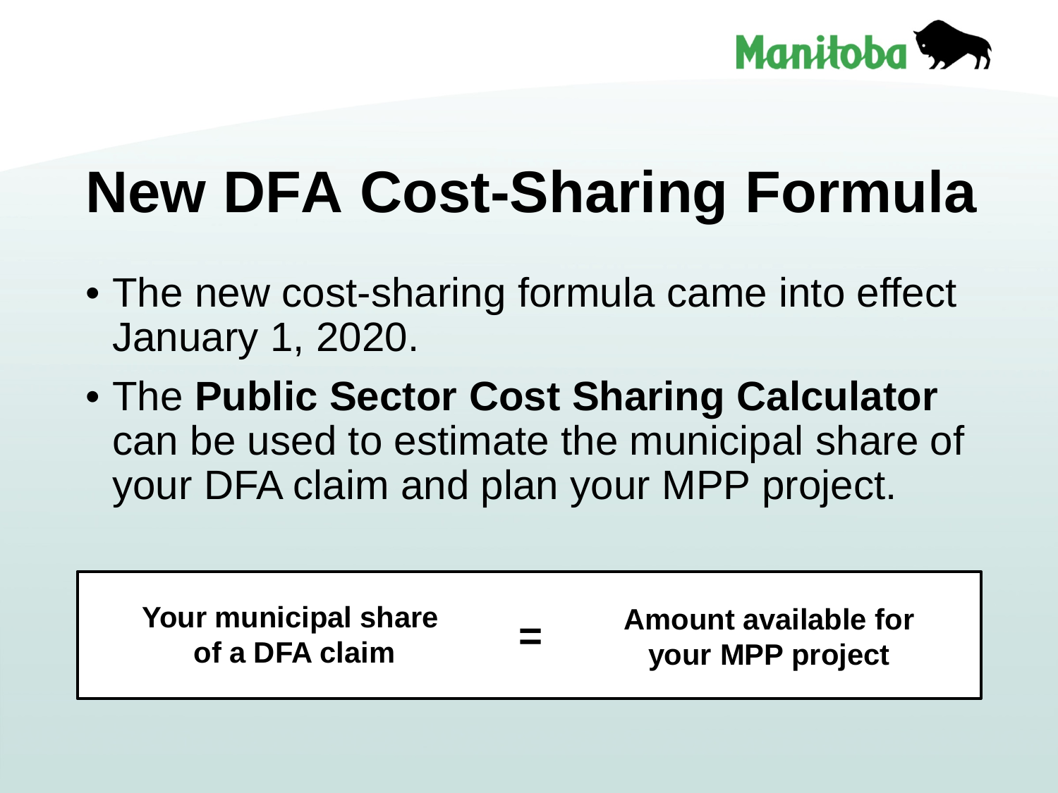# New DFA Cost-Sharing Formula

- The new cost-sharing formula came into effect January 1, 2020.
- The **Public Sector Cost Sharing Calculator** can be used to estimate the municipal share of your DFA claim and plan your MPP project.

| **Your municipal share of a DFA claim** | **=** | **Amount available for your MPP project** |
|---|---|---|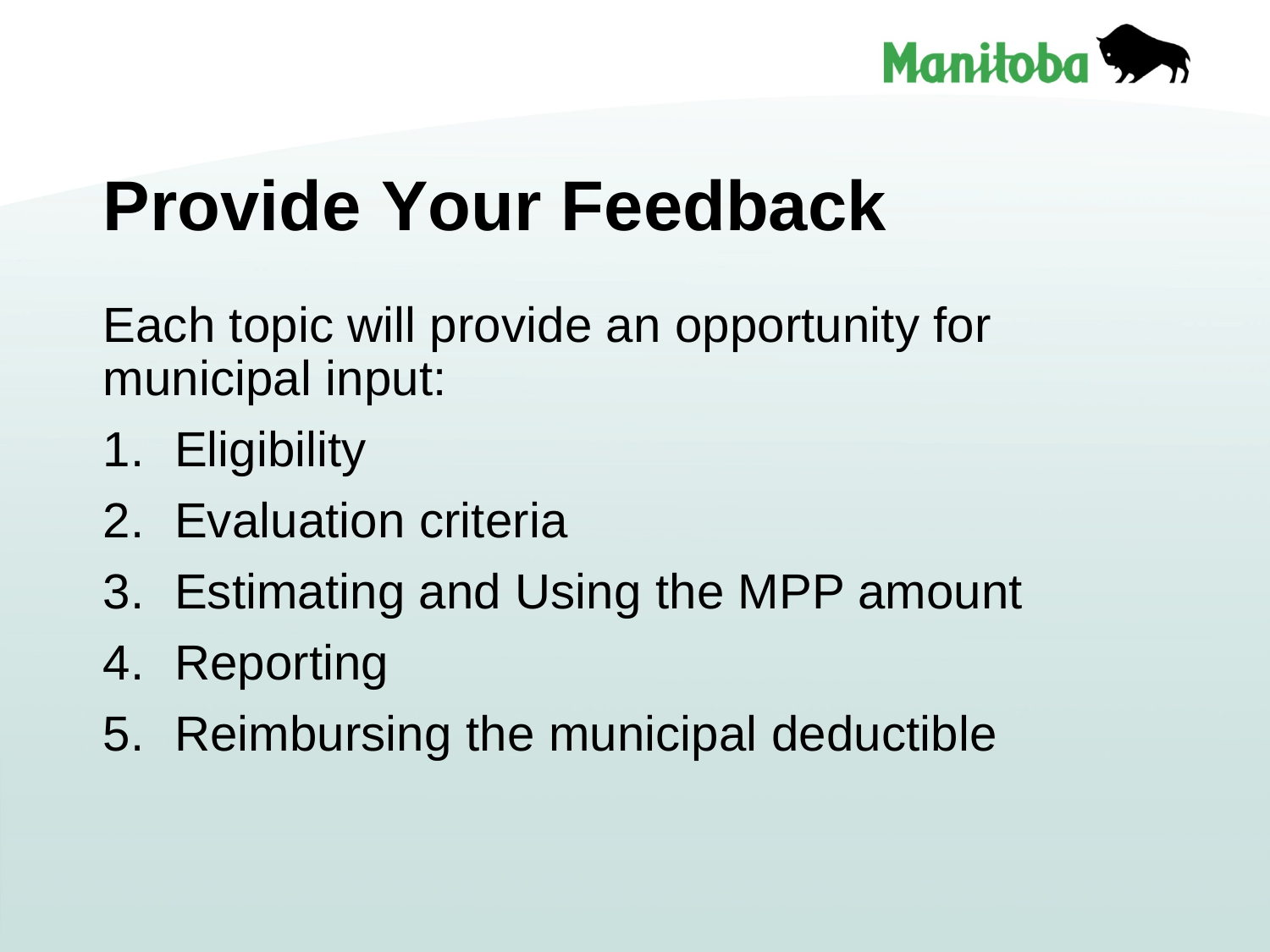# Provide Your Feedback

Each topic will provide an opportunity for municipal input:

1. Eligibility
2. Evaluation criteria
3. Estimating and Using the MPP amount
4. Reporting
5. Reimbursing the municipal deductible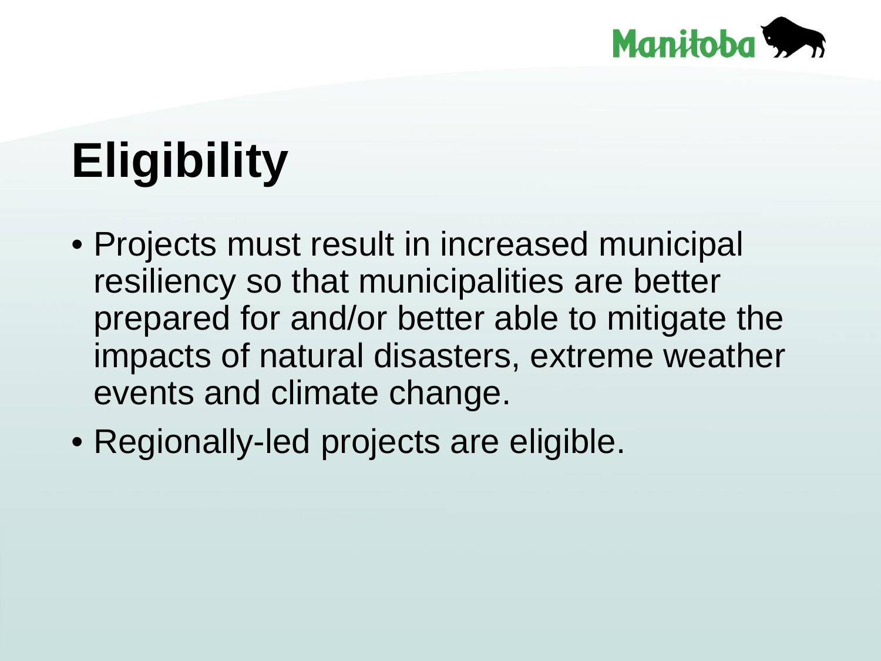# Eligibility

- Projects must result in increased municipal resiliency so that municipalities are better prepared for and/or better able to mitigate the impacts of natural disasters, extreme weather events and climate change.
- Regionally-led projects are eligible.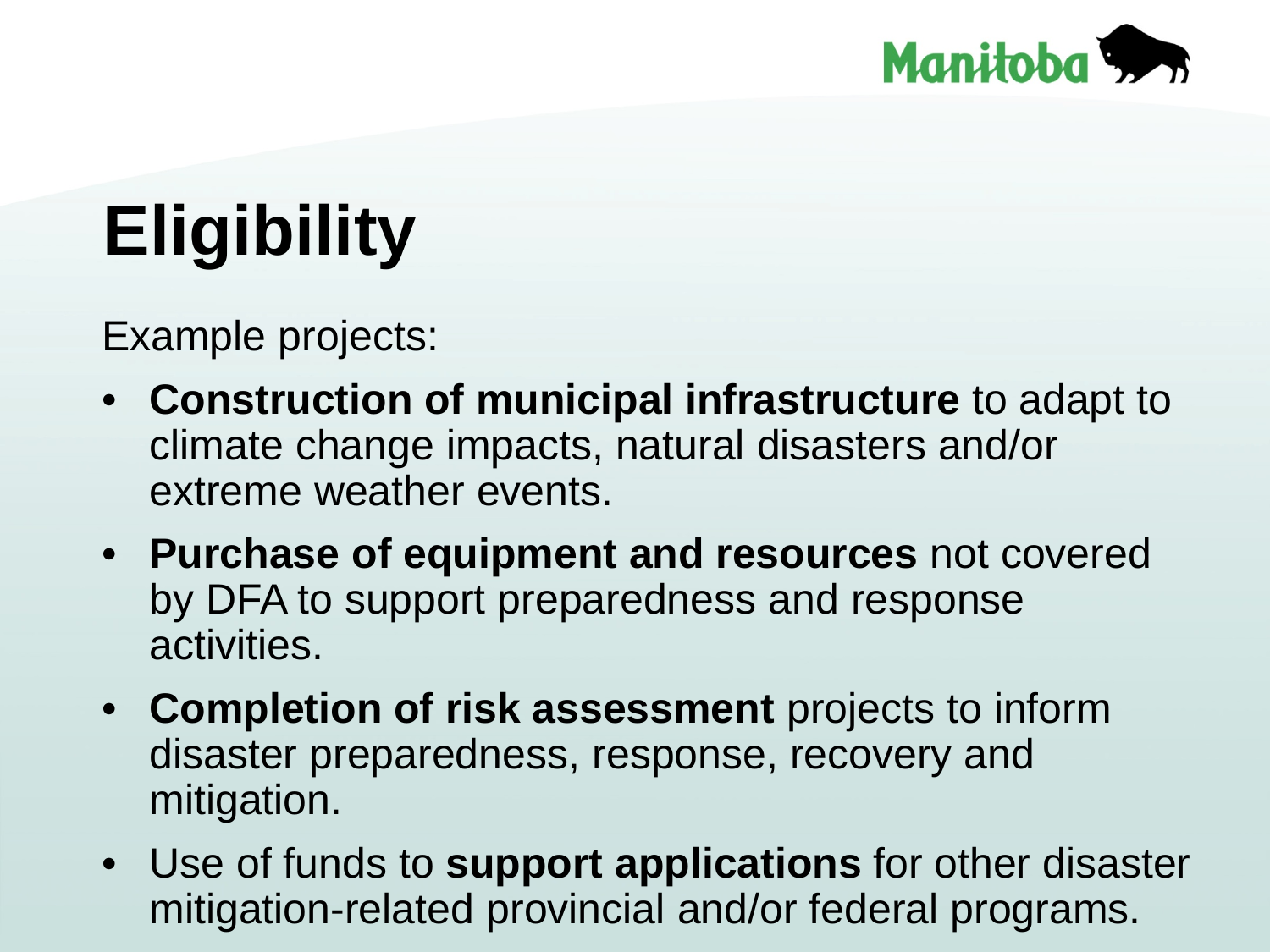# Eligibility

Example projects:

- **Construction of municipal infrastructure** to adapt to climate change impacts, natural disasters and/or extreme weather events.
- **Purchase of equipment and resources** not covered by DFA to support preparedness and response activities.
- **Completion of risk assessment** projects to inform disaster preparedness, response, recovery and mitigation.
- Use of funds to **support applications** for other disaster mitigation-related provincial and/or federal programs.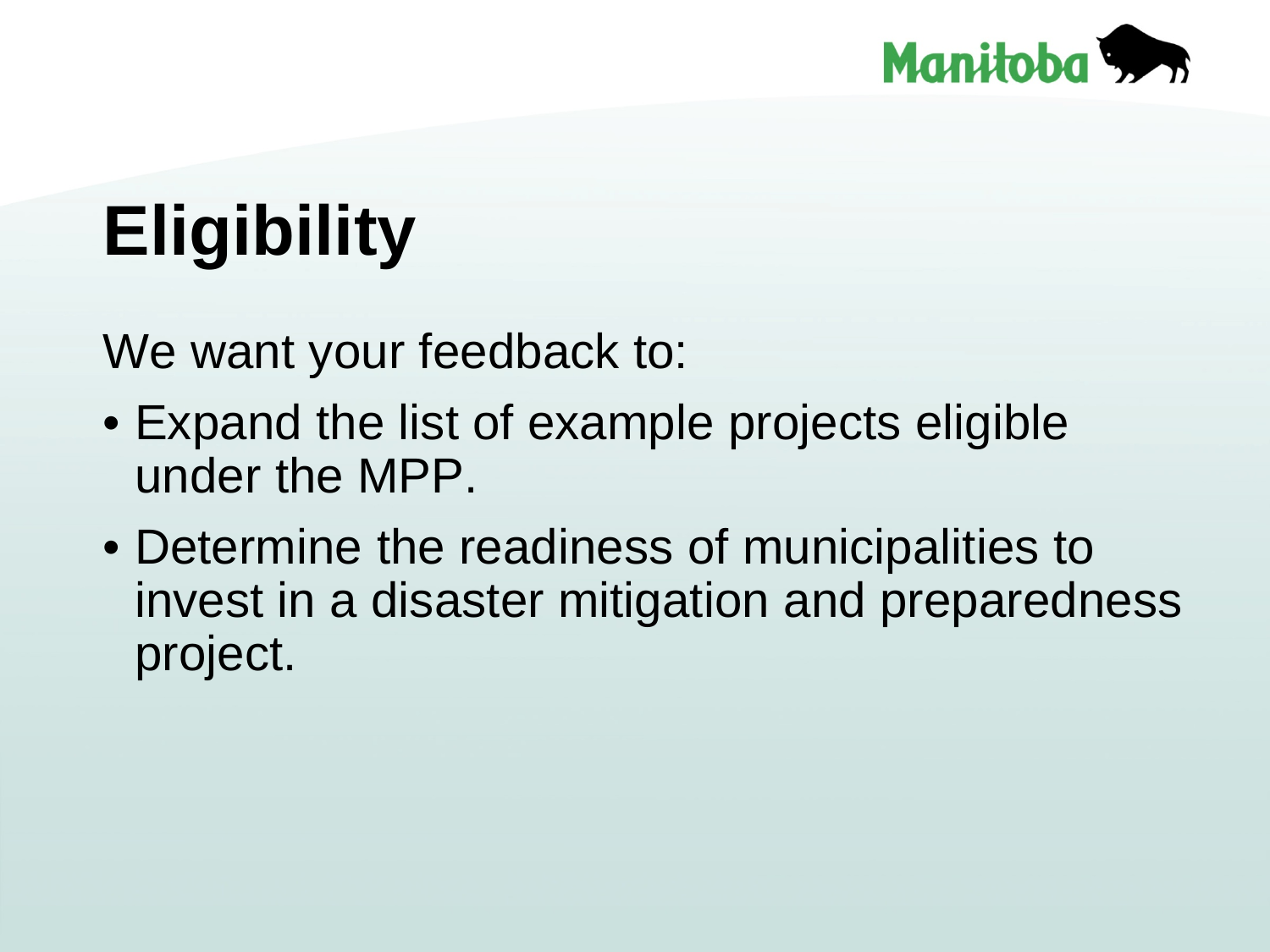# Eligibility

We want your feedback to:

- Expand the list of example projects eligible under the MPP.
- Determine the readiness of municipalities to invest in a disaster mitigation and preparedness project.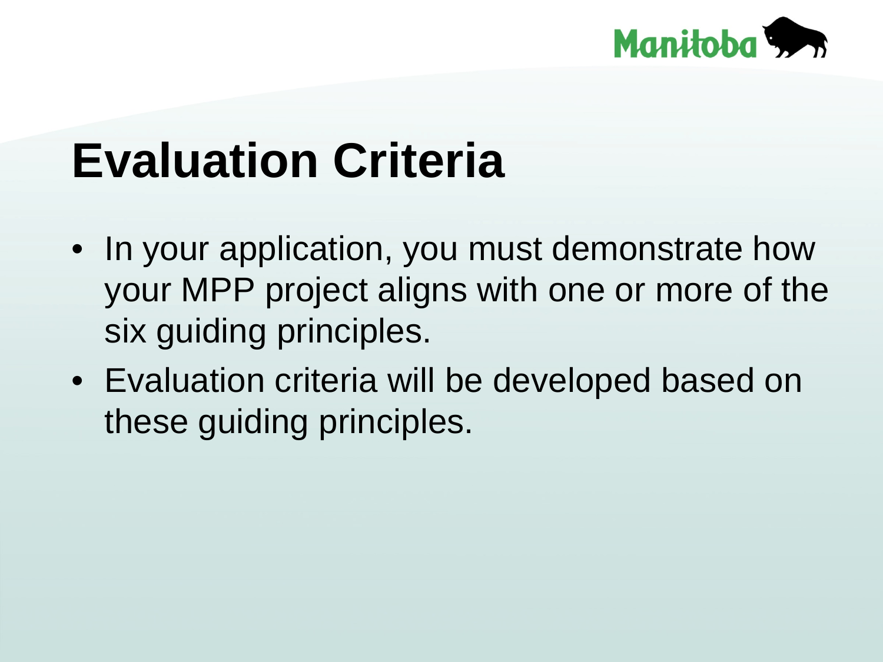# Evaluation Criteria

- In your application, you must demonstrate how your MPP project aligns with one or more of the six guiding principles.
- Evaluation criteria will be developed based on these guiding principles.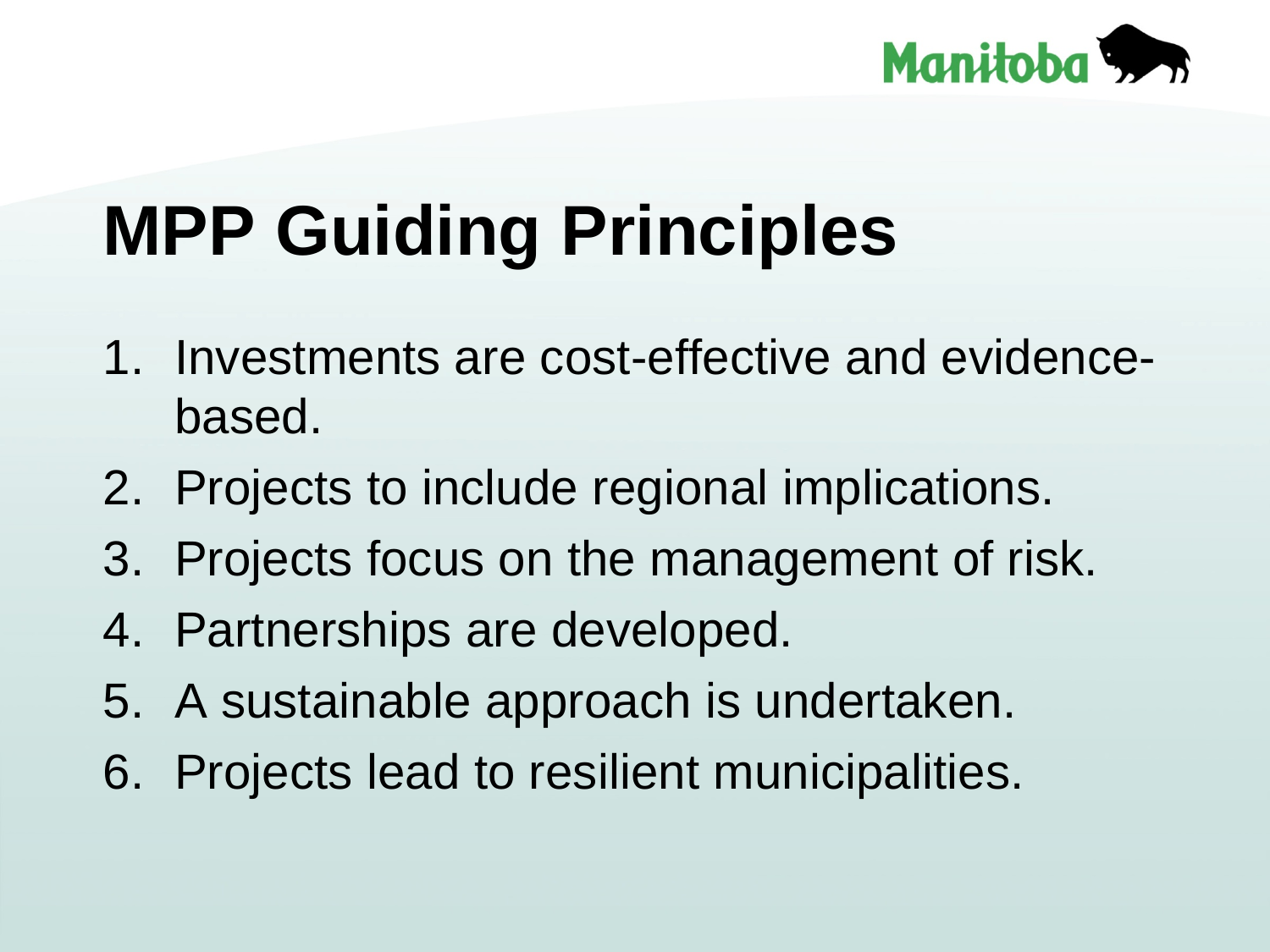# MPP Guiding Principles

1. Investments are cost-effective and evidence-based.
2. Projects to include regional implications.
3. Projects focus on the management of risk.
4. Partnerships are developed.
5. A sustainable approach is undertaken.
6. Projects lead to resilient municipalities.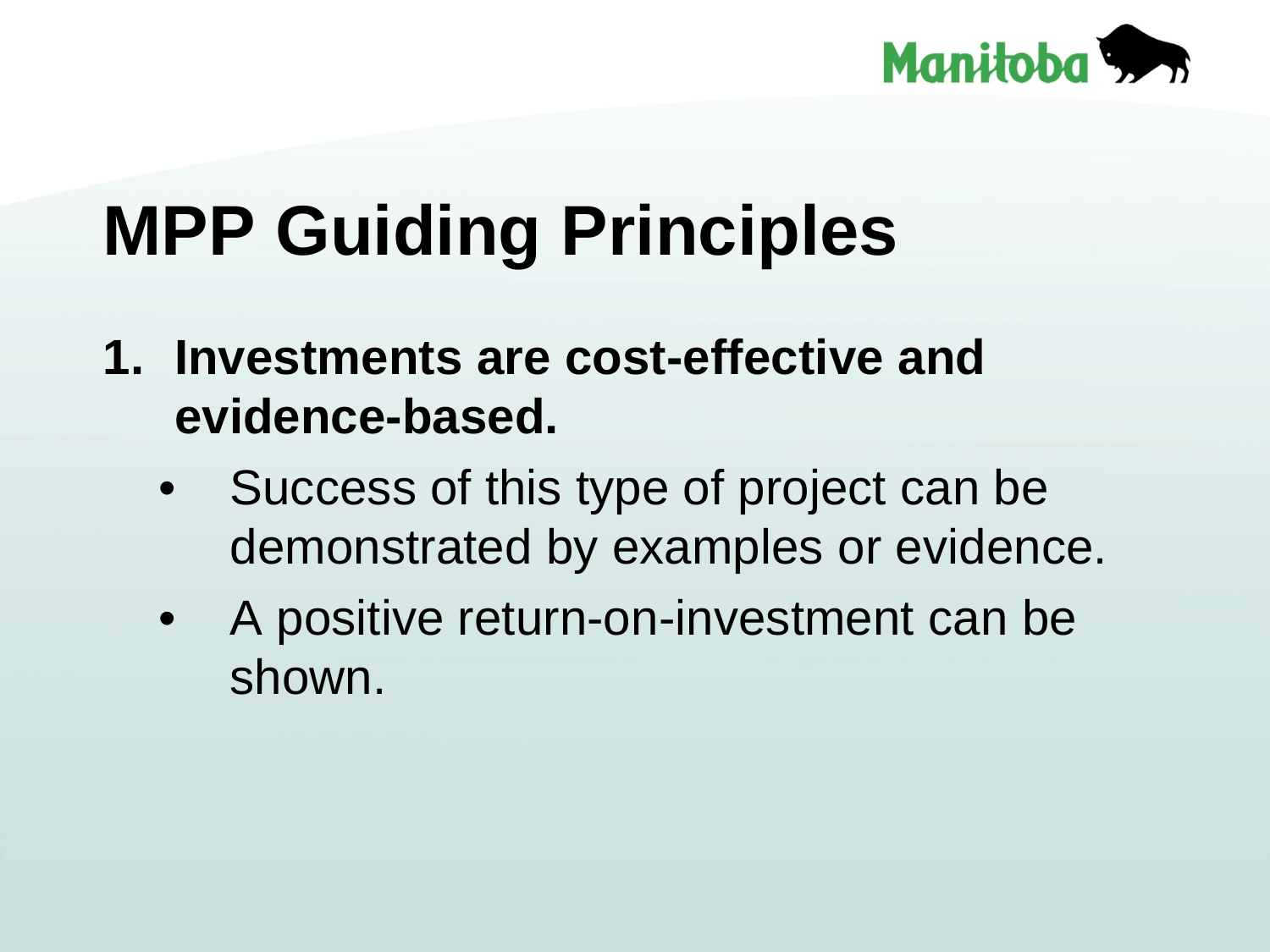# MPP Guiding Principles

1. **Investments are cost-effective and evidence-based.**
    - Success of this type of project can be demonstrated by examples or evidence.
    - A positive return-on-investment can be shown.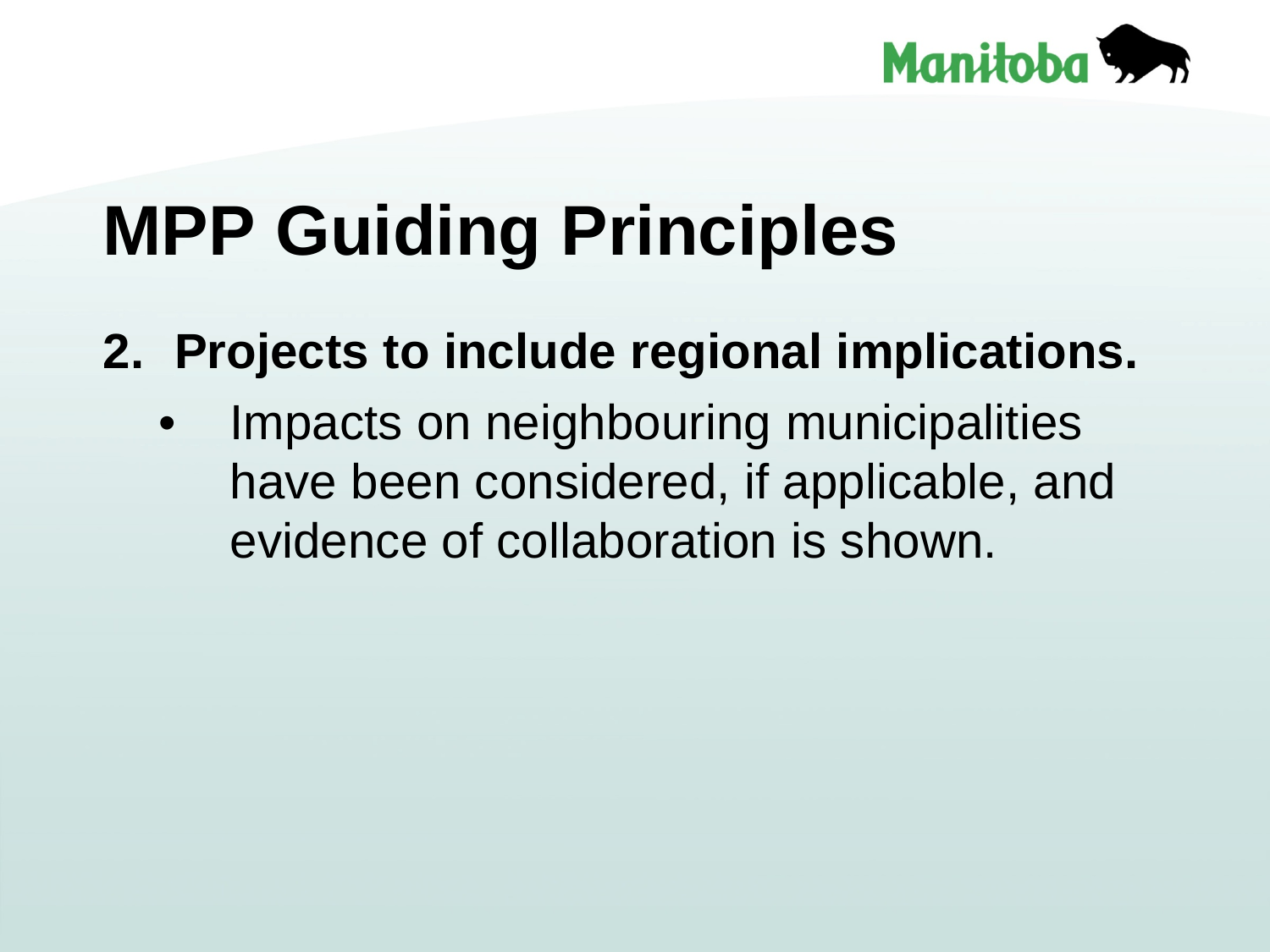# MPP Guiding Principles

2. **Projects to include regional implications.**
   - Impacts on neighbouring municipalities have been considered, if applicable, and evidence of collaboration is shown.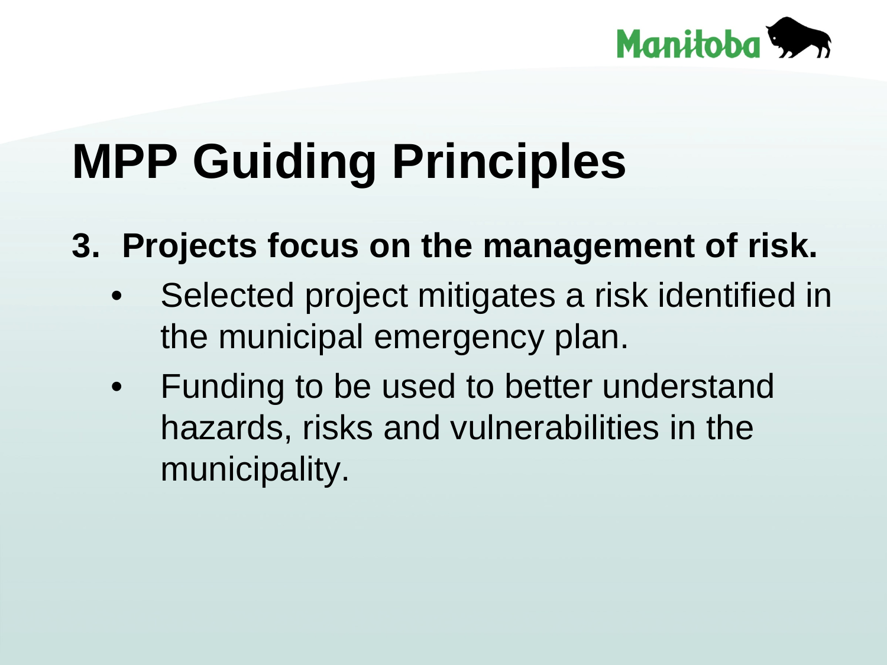# MPP Guiding Principles

3. **Projects focus on the management of risk.**
   - Selected project mitigates a risk identified in the municipal emergency plan.
   - Funding to be used to better understand hazards, risks and vulnerabilities in the municipality.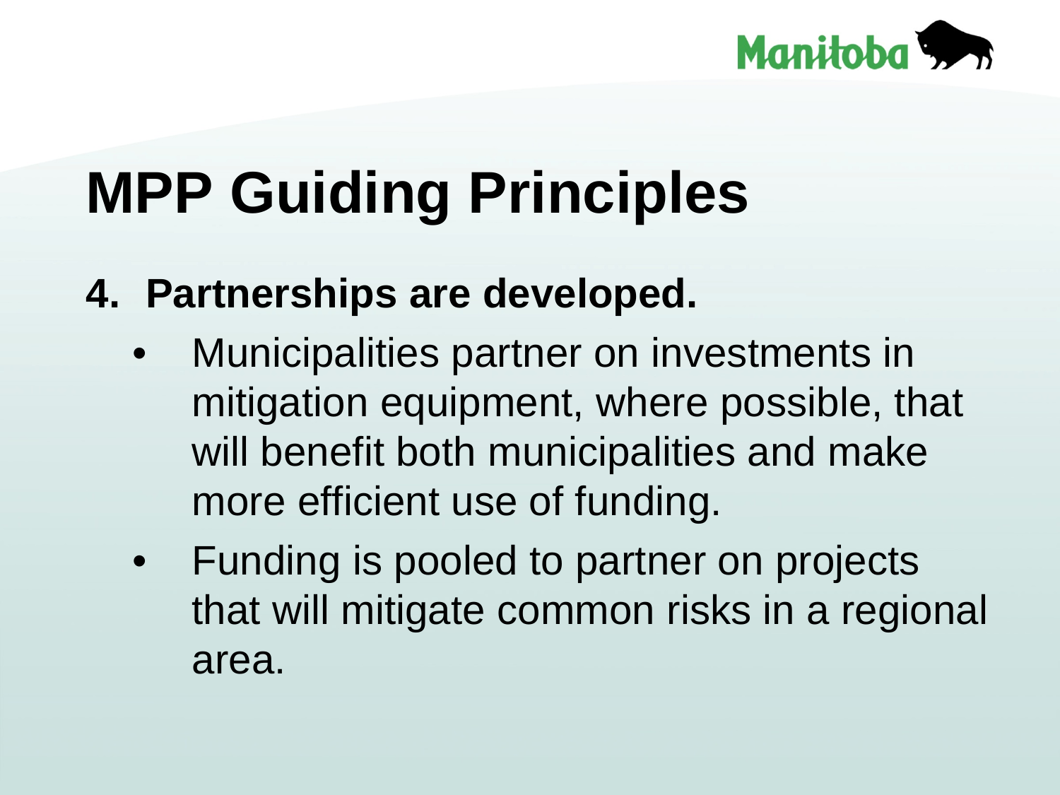# MPP Guiding Principles

**4. Partnerships are developed.**

- Municipalities partner on investments in mitigation equipment, where possible, that will benefit both municipalities and make more efficient use of funding.
- Funding is pooled to partner on projects that will mitigate common risks in a regional area.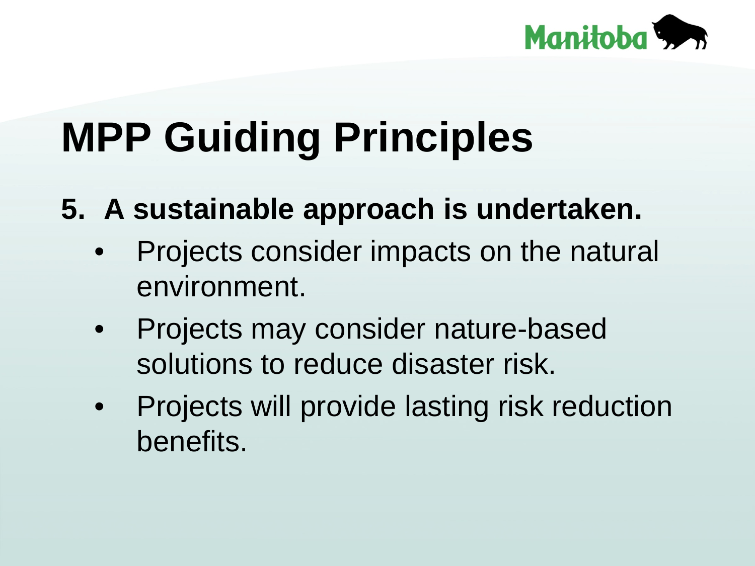# MPP Guiding Principles

5. **A sustainable approach is undertaken.**
   - Projects consider impacts on the natural environment.
   - Projects may consider nature-based solutions to reduce disaster risk.
   - Projects will provide lasting risk reduction benefits.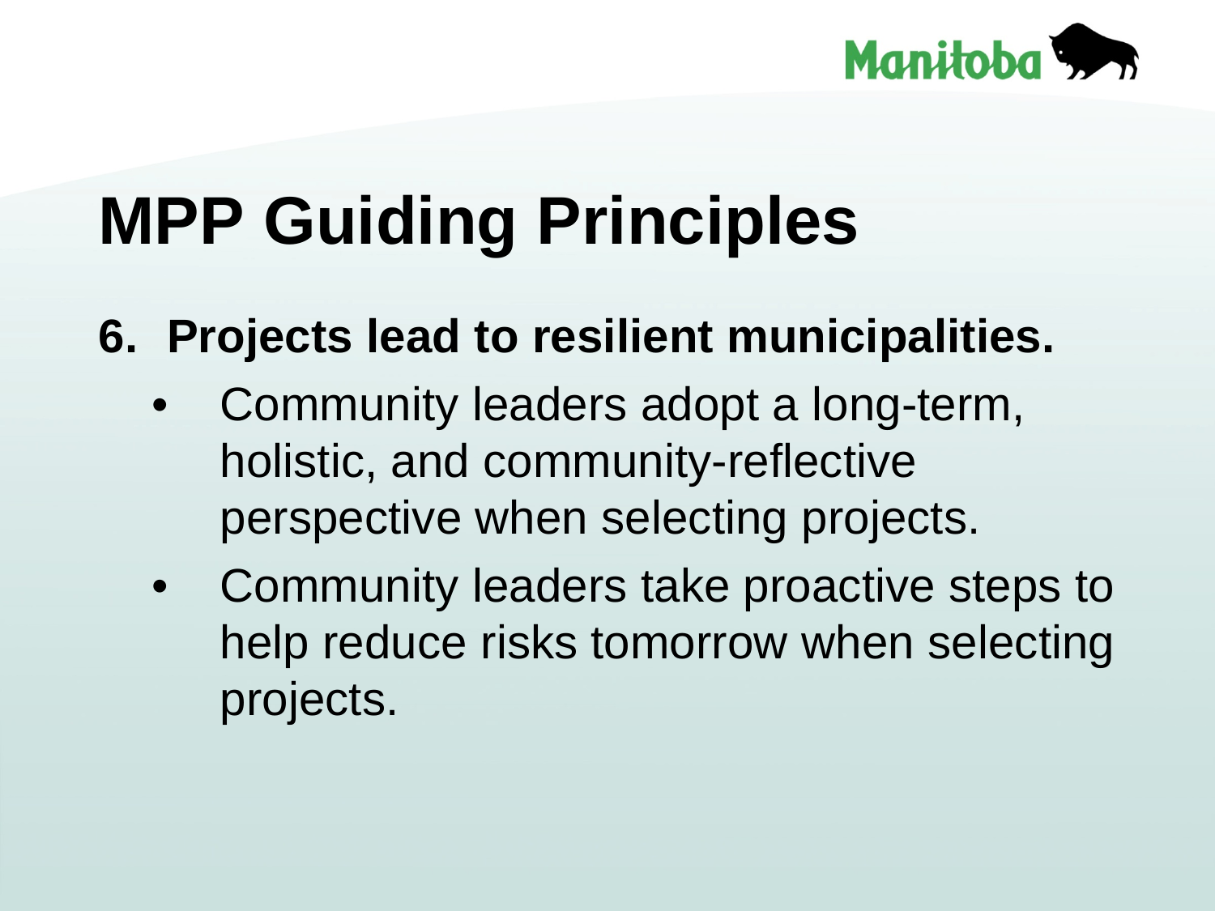# MPP Guiding Principles

6. **Projects lead to resilient municipalities.**
   - Community leaders adopt a long-term, holistic, and community-reflective perspective when selecting projects.
   - Community leaders take proactive steps to help reduce risks tomorrow when selecting projects.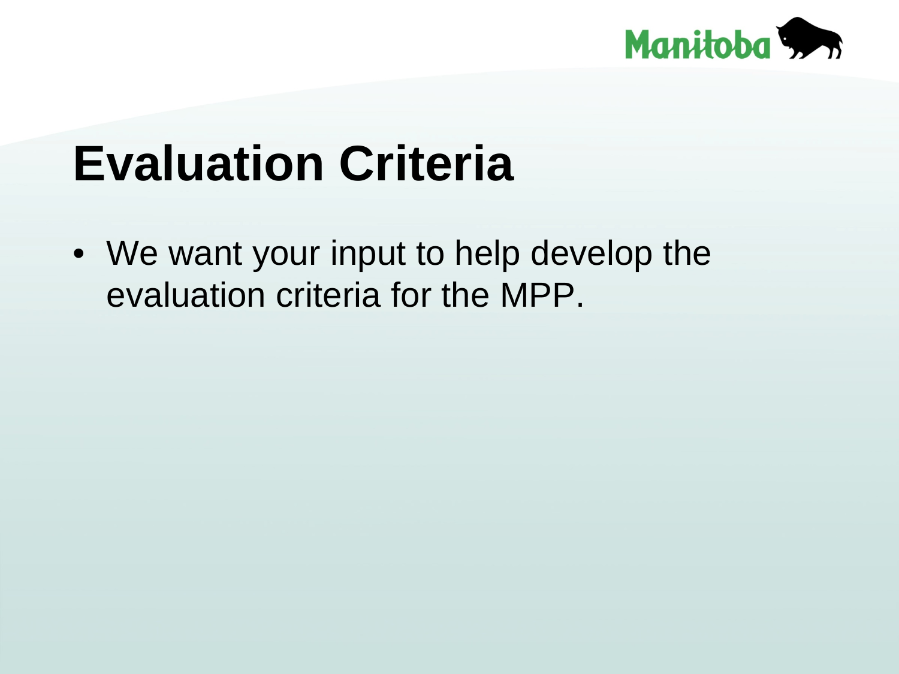# Evaluation Criteria

- We want your input to help develop the evaluation criteria for the MPP.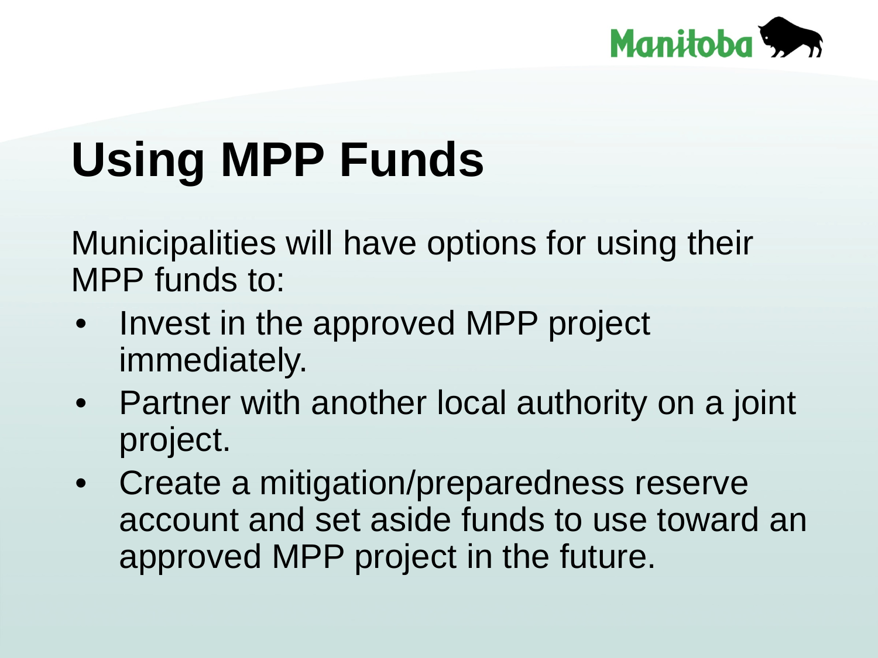# Using MPP Funds

Municipalities will have options for using their MPP funds to:

- Invest in the approved MPP project immediately.
- Partner with another local authority on a joint project.
- Create a mitigation/preparedness reserve account and set aside funds to use toward an approved MPP project in the future.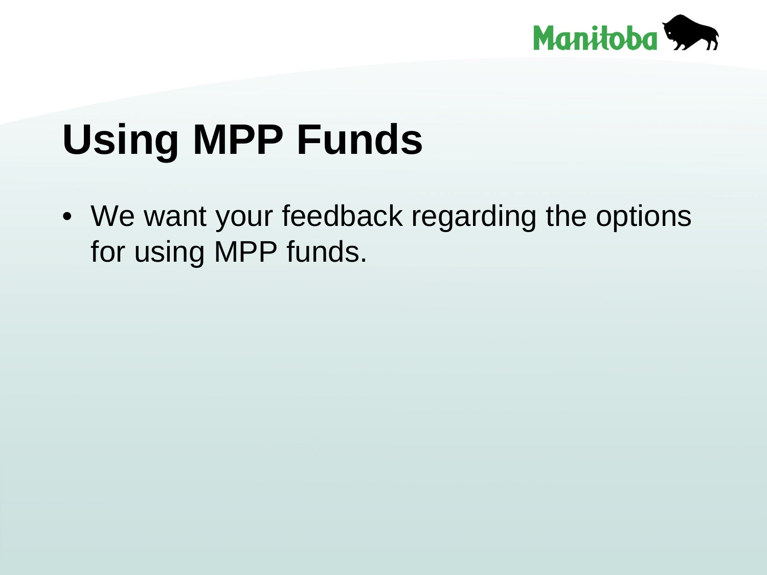# Using MPP Funds

- We want your feedback regarding the options for using MPP funds.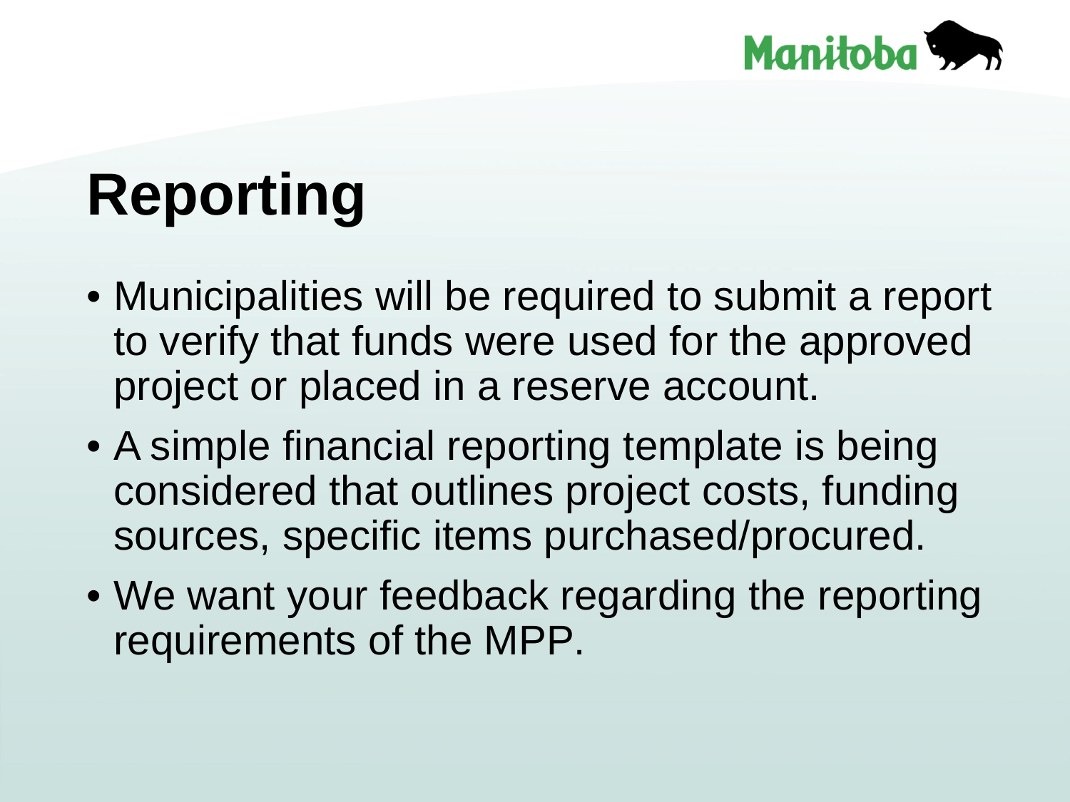# Reporting

- Municipalities will be required to submit a report to verify that funds were used for the approved project or placed in a reserve account.
- A simple financial reporting template is being considered that outlines project costs, funding sources, specific items purchased/procured.
- We want your feedback regarding the reporting requirements of the MPP.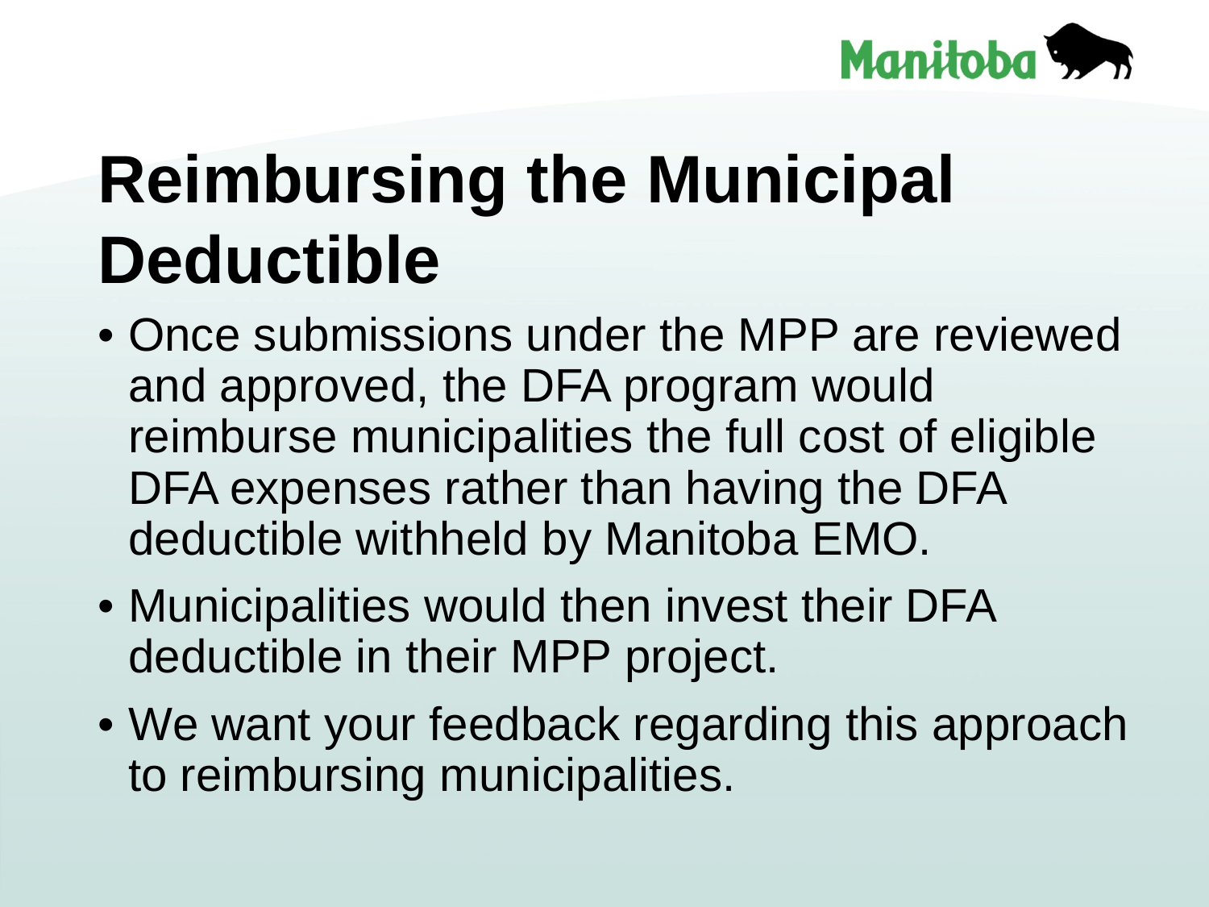# Reimbursing the Municipal Deductible

- Once submissions under the MPP are reviewed and approved, the DFA program would reimburse municipalities the full cost of eligible DFA expenses rather than having the DFA deductible withheld by Manitoba EMO.
- Municipalities would then invest their DFA deductible in their MPP project.
- We want your feedback regarding this approach to reimbursing municipalities.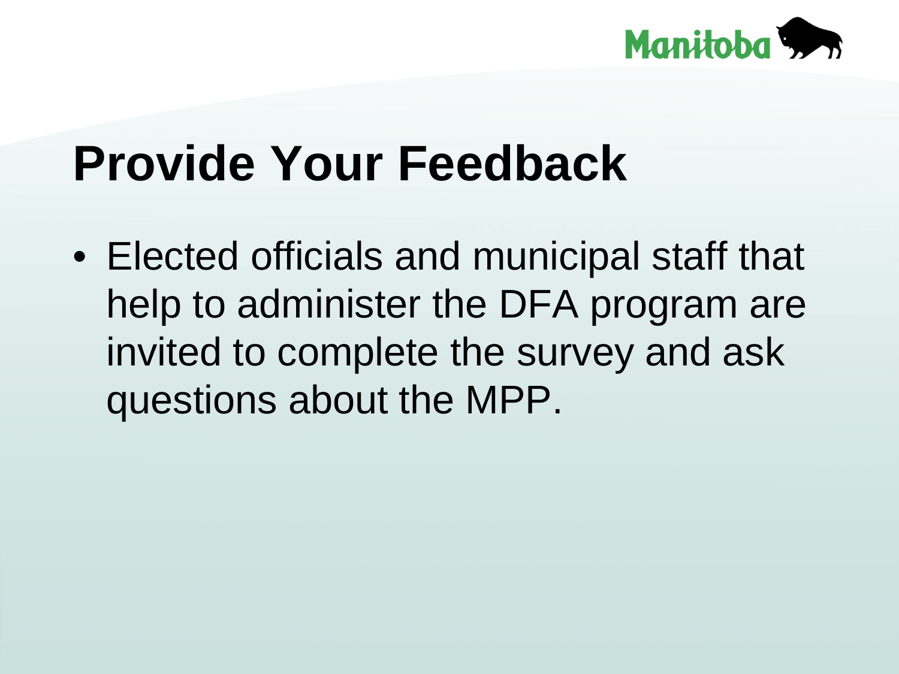# Provide Your Feedback

- Elected officials and municipal staff that help to administer the DFA program are invited to complete the survey and ask questions about the MPP.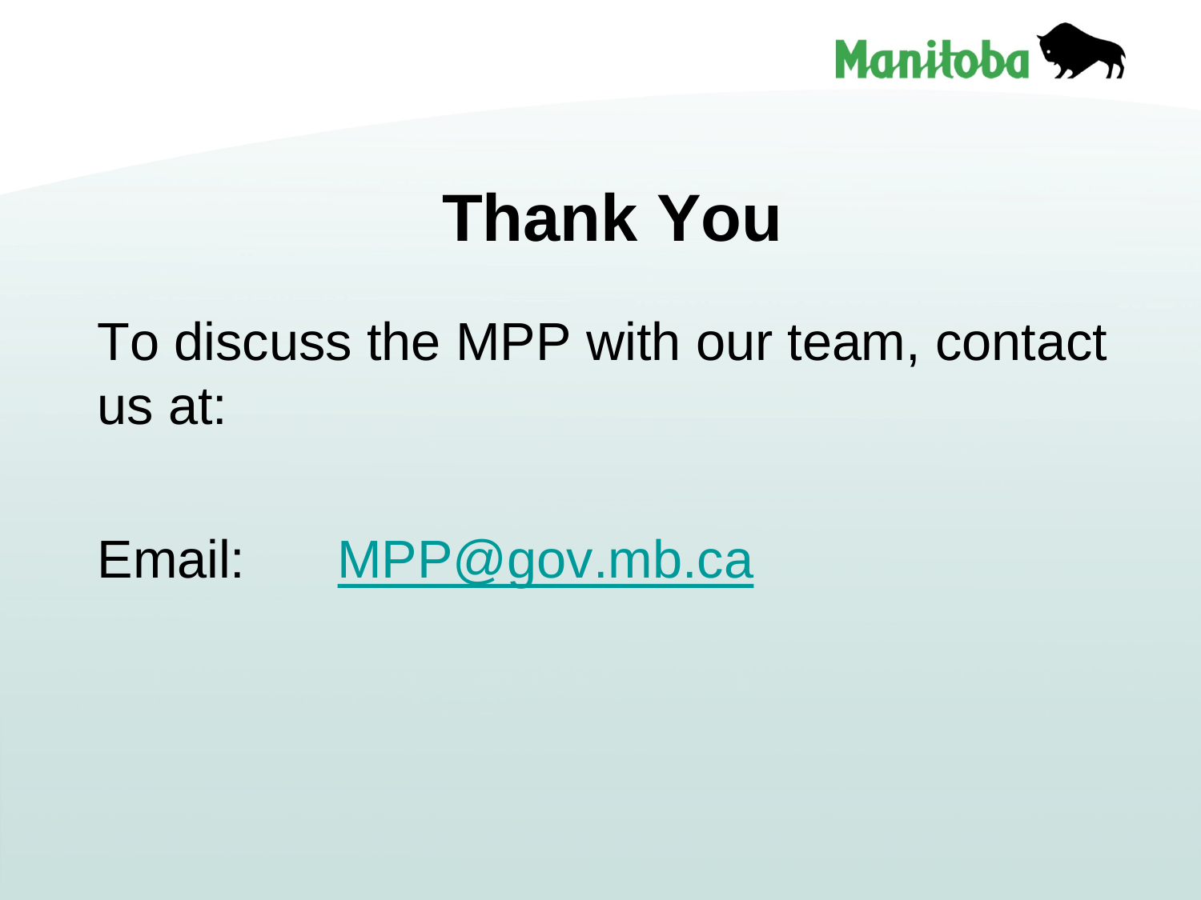# Thank You

To discuss the MPP with our team, contact us at:

Email: MPP@gov.mb.ca